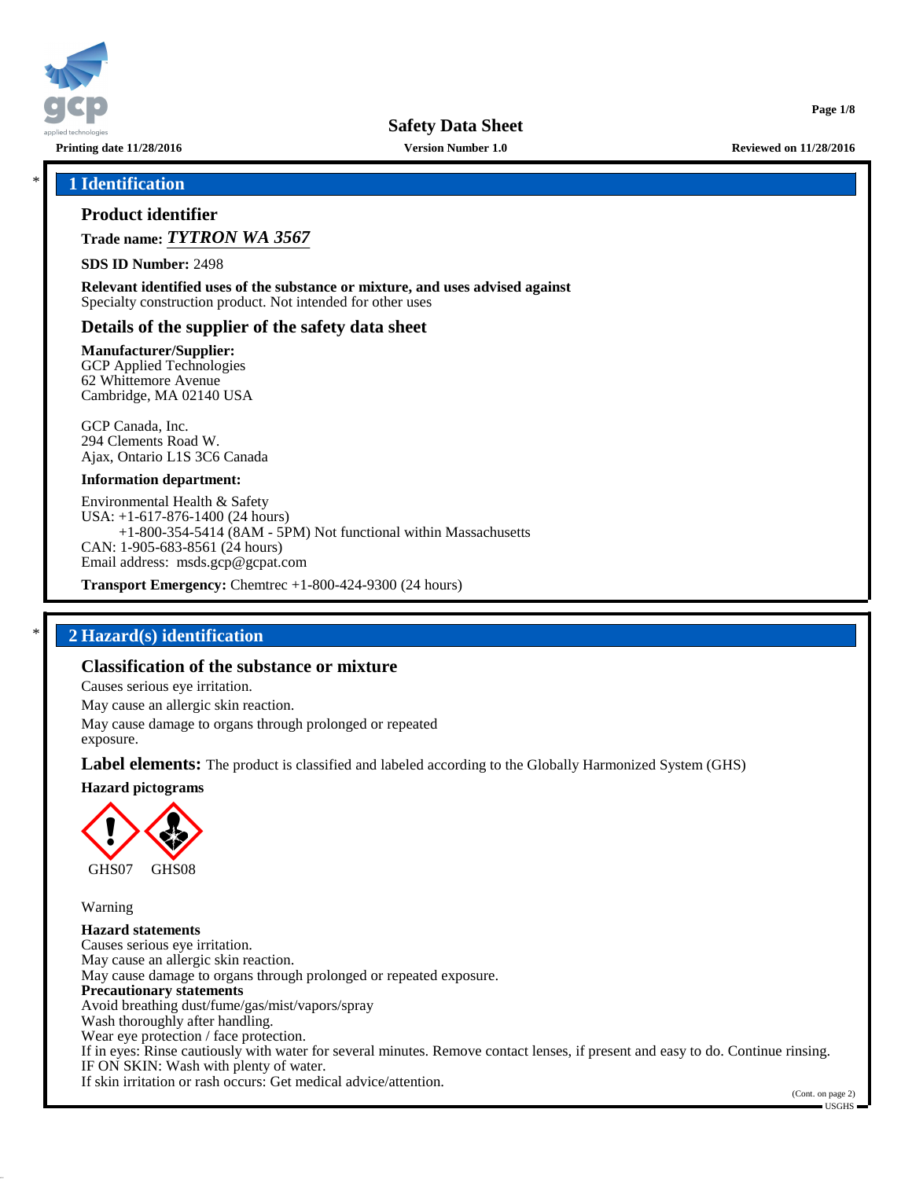# Safety Data Sheet

**Printing date 11/28/2016** **Version Number 1.0** **Reviewed on 11/28/2016**

## 1 Identification

### Product identifier

**Trade name:** ***TYTRON WA 3567***

**SDS ID Number:** 2498

**Relevant identified uses of the substance or mixture, and uses advised against**
Specialty construction product. Not intended for other uses

### Details of the supplier of the safety data sheet

**Manufacturer/Supplier:**
GCP Applied Technologies
62 Whittemore Avenue
Cambridge, MA 02140 USA

GCP Canada, Inc.
294 Clements Road W.
Ajax, Ontario L1S 3C6 Canada

**Information department:**

Environmental Health & Safety
USA: +1-617-876-1400 (24 hours)
+1-800-354-5414 (8AM - 5PM) Not functional within Massachusetts
CAN: 1-905-683-8561 (24 hours)
Email address: msds.gcp@gcpat.com

**Transport Emergency:** Chemtrec +1-800-424-9300 (24 hours)

## 2 Hazard(s) identification

### Classification of the substance or mixture

Causes serious eye irritation.
May cause an allergic skin reaction.
May cause damage to organs through prolonged or repeated exposure.

**Label elements:** The product is classified and labeled according to the Globally Harmonized System (GHS)

**Hazard pictograms**

GHS07 GHS08

Warning

**Hazard statements**
Causes serious eye irritation.
May cause an allergic skin reaction.
May cause damage to organs through prolonged or repeated exposure.

**Precautionary statements**
Avoid breathing dust/fume/gas/mist/vapors/spray
Wash thoroughly after handling.
Wear eye protection / face protection.
If in eyes: Rinse cautiously with water for several minutes. Remove contact lenses, if present and easy to do. Continue rinsing.
IF ON SKIN: Wash with plenty of water.
If skin irritation or rash occurs: Get medical advice/attention.

(Cont. on page 2)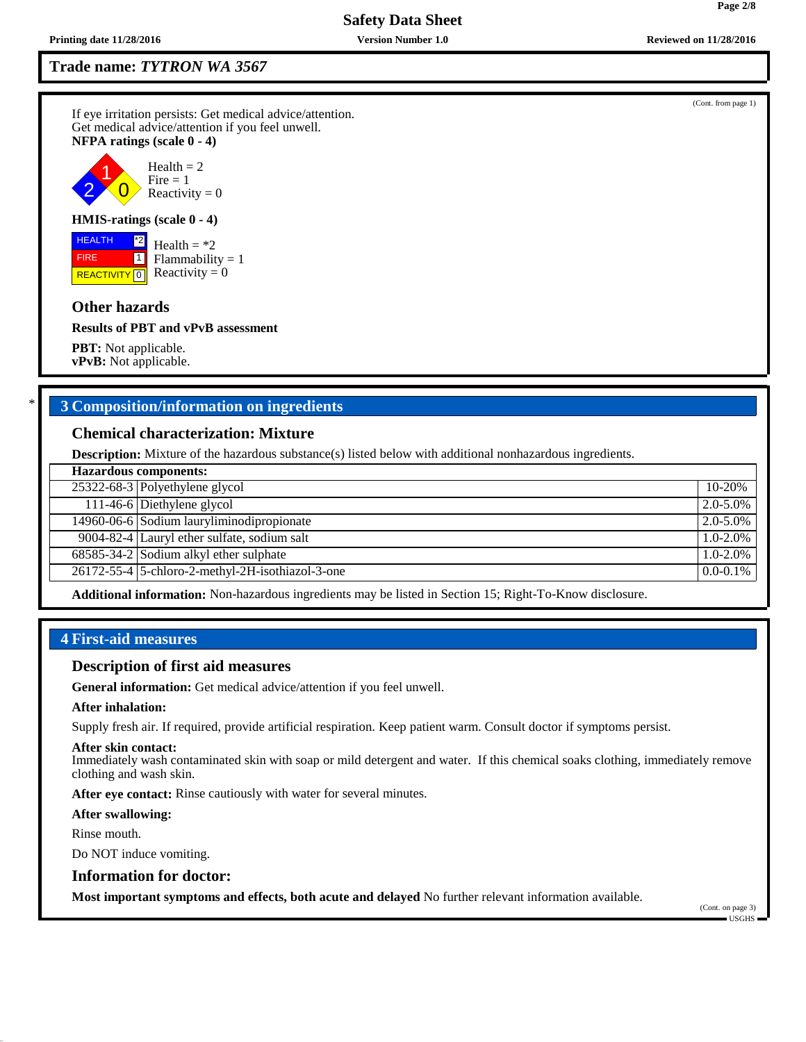(Cont. from page 1)

If eye irritation persists: Get medical advice/attention.
Get medical advice/attention if you feel unwell.

**NFPA ratings (scale 0 - 4)**

Health = 2
Fire = 1
Reactivity = 0

**HMIS-ratings (scale 0 - 4)**

| | |
|---|---|
| HEALTH | *2 |
| FIRE | 1 |
| REACTIVITY | 0 |

Health = *2
Flammability = 1
Reactivity = 0

### Other hazards

**Results of PBT and vPvB assessment**

**PBT:** Not applicable.
**vPvB:** Not applicable.

## 3 Composition/information on ingredients

### Chemical characterization: Mixture

**Description:** Mixture of the hazardous substance(s) listed below with additional nonhazardous ingredients.

| Hazardous components: | | |
|---|---|---|
| 25322-68-3 | Polyethylene glycol | 10-20% |
| 111-46-6 | Diethylene glycol | 2.0-5.0% |
| 14960-06-6 | Sodium lauryliminodipropionate | 2.0-5.0% |
| 9004-82-4 | Lauryl ether sulfate, sodium salt | 1.0-2.0% |
| 68585-34-2 | Sodium alkyl ether sulphate | 1.0-2.0% |
| 26172-55-4 | 5-chloro-2-methyl-2H-isothiazol-3-one | 0.0-0.1% |

**Additional information:** Non-hazardous ingredients may be listed in Section 15; Right-To-Know disclosure.

## 4 First-aid measures

### Description of first aid measures

**General information:** Get medical advice/attention if you feel unwell.

**After inhalation:**

Supply fresh air. If required, provide artificial respiration. Keep patient warm. Consult doctor if symptoms persist.

**After skin contact:**
Immediately wash contaminated skin with soap or mild detergent and water. If this chemical soaks clothing, immediately remove clothing and wash skin.

**After eye contact:** Rinse cautiously with water for several minutes.

**After swallowing:**

Rinse mouth.

Do NOT induce vomiting.

### Information for doctor:

**Most important symptoms and effects, both acute and delayed** No further relevant information available.

(Cont. on page 3)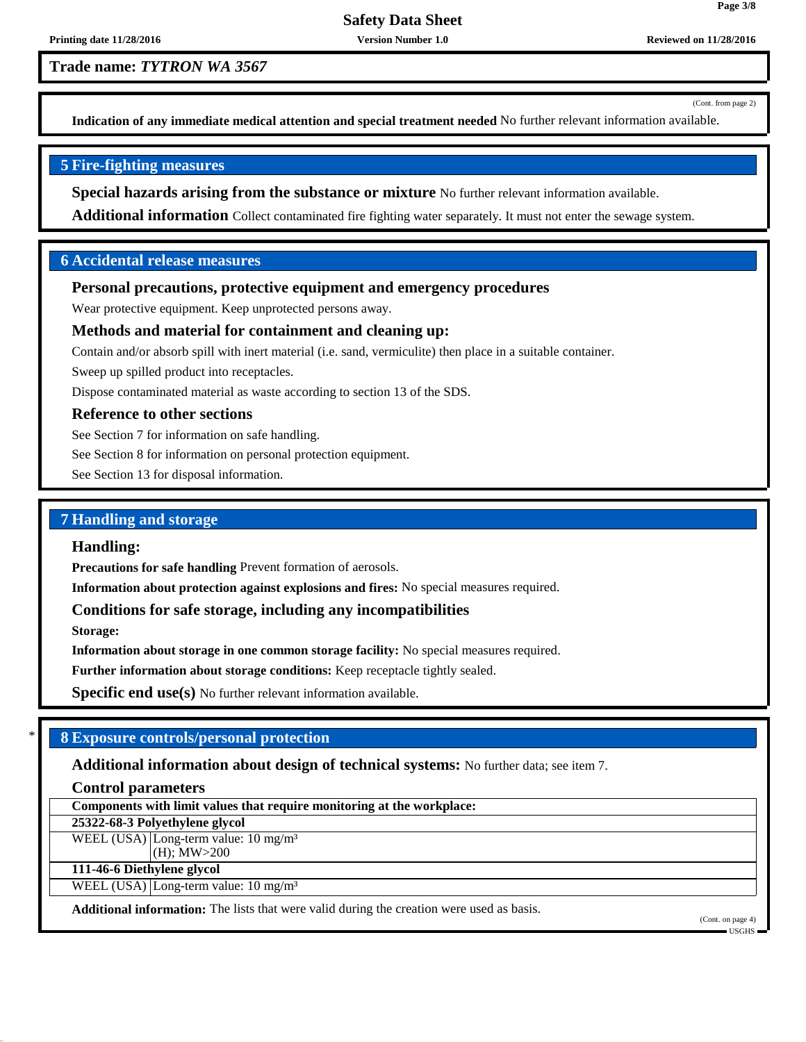(Cont. from page 2)

**Indication of any immediate medical attention and special treatment needed** No further relevant information available.

## 5 Fire-fighting measures

**Special hazards arising from the substance or mixture** No further relevant information available.

**Additional information** Collect contaminated fire fighting water separately. It must not enter the sewage system.

## 6 Accidental release measures

### Personal precautions, protective equipment and emergency procedures

Wear protective equipment. Keep unprotected persons away.

### Methods and material for containment and cleaning up:

Contain and/or absorb spill with inert material (i.e. sand, vermiculite) then place in a suitable container.

Sweep up spilled product into receptacles.

Dispose contaminated material as waste according to section 13 of the SDS.

### Reference to other sections

See Section 7 for information on safe handling.

See Section 8 for information on personal protection equipment.

See Section 13 for disposal information.

## 7 Handling and storage

### Handling:

**Precautions for safe handling** Prevent formation of aerosols.

**Information about protection against explosions and fires:** No special measures required.

### Conditions for safe storage, including any incompatibilities

**Storage:**

**Information about storage in one common storage facility:** No special measures required.

**Further information about storage conditions:** Keep receptacle tightly sealed.

**Specific end use(s)** No further relevant information available.

## * 8 Exposure controls/personal protection

**Additional information about design of technical systems:** No further data; see item 7.

### Control parameters

| Components with limit values that require monitoring at the workplace: | |
|---|---|
| **25322-68-3 Polyethylene glycol** | |
| WEEL (USA) | Long-term value: 10 mg/m³<br>(H); MW>200 |
| **111-46-6 Diethylene glycol** | |
| WEEL (USA) | Long-term value: 10 mg/m³ |

**Additional information:** The lists that were valid during the creation were used as basis.

(Cont. on page 4)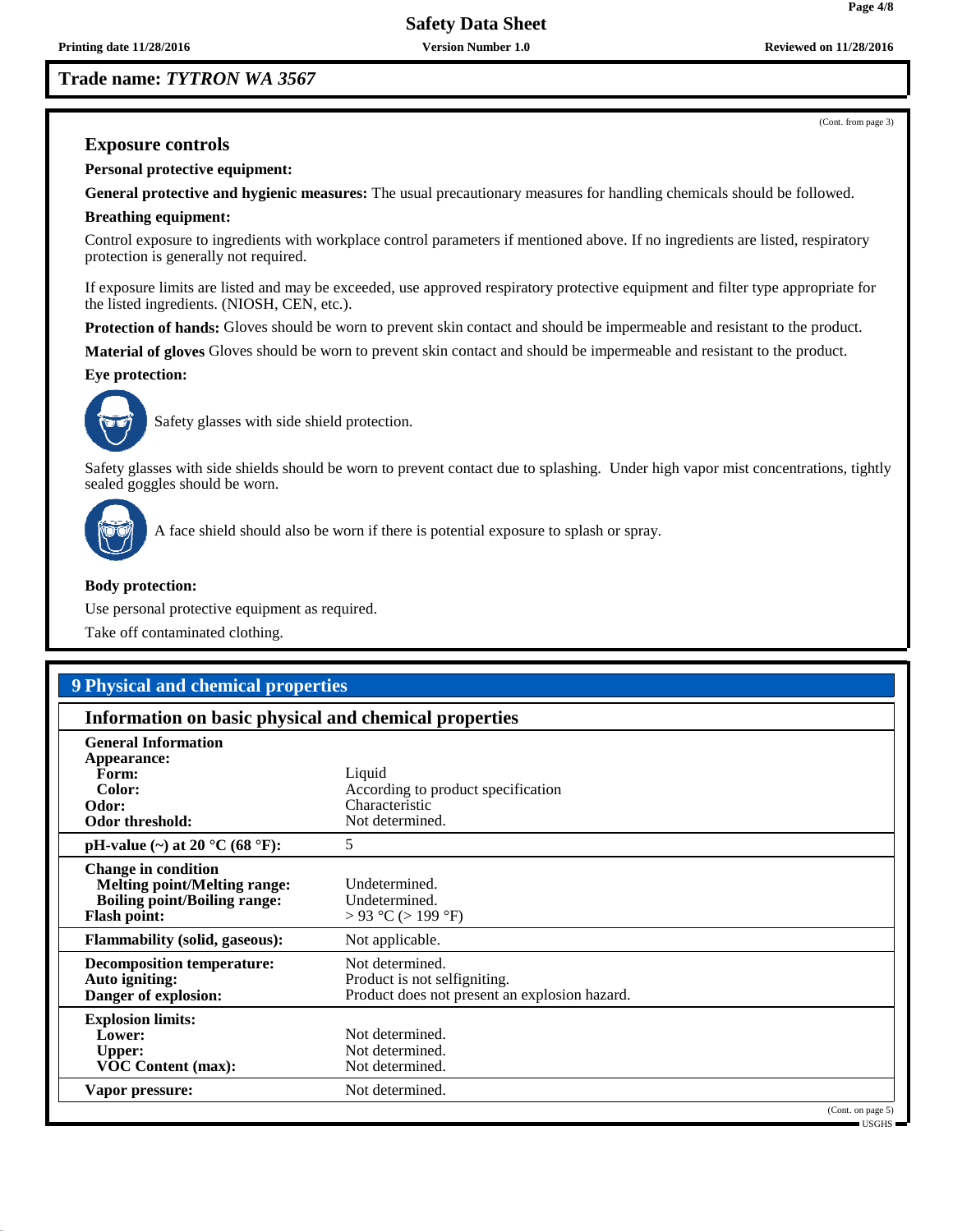**Trade name: *TYTRON WA 3567***

(Cont. from page 3)

### Exposure controls

**Personal protective equipment:**

**General protective and hygienic measures:** The usual precautionary measures for handling chemicals should be followed.

**Breathing equipment:**

Control exposure to ingredients with workplace control parameters if mentioned above. If no ingredients are listed, respiratory protection is generally not required.

If exposure limits are listed and may be exceeded, use approved respiratory protective equipment and filter type appropriate for the listed ingredients. (NIOSH, CEN, etc.).

**Protection of hands:** Gloves should be worn to prevent skin contact and should be impermeable and resistant to the product.

**Material of gloves** Gloves should be worn to prevent skin contact and should be impermeable and resistant to the product.

**Eye protection:**

Safety glasses with side shield protection.

Safety glasses with side shields should be worn to prevent contact due to splashing. Under high vapor mist concentrations, tightly sealed goggles should be worn.

A face shield should also be worn if there is potential exposure to splash or spray.

**Body protection:**

Use personal protective equipment as required.

Take off contaminated clothing.

## 9 Physical and chemical properties

### Information on basic physical and chemical properties

| | |
|---|---|
| **General Information** | |
| **Appearance:** | |
| **Form:** | Liquid |
| **Color:** | According to product specification |
| **Odor:** | Characteristic |
| **Odor threshold:** | Not determined. |
| **pH-value (~) at 20 °C (68 °F):** | 5 |
| **Change in condition** | |
| **Melting point/Melting range:** | Undetermined. |
| **Boiling point/Boiling range:** | Undetermined. |
| **Flash point:** | > 93 °C (> 199 °F) |
| **Flammability (solid, gaseous):** | Not applicable. |
| **Decomposition temperature:** | Not determined. |
| **Auto igniting:** | Product is not selfigniting. |
| **Danger of explosion:** | Product does not present an explosion hazard. |
| **Explosion limits:** | |
| **Lower:** | Not determined. |
| **Upper:** | Not determined. |
| **VOC Content (max):** | Not determined. |
| **Vapor pressure:** | Not determined. |

(Cont. on page 5)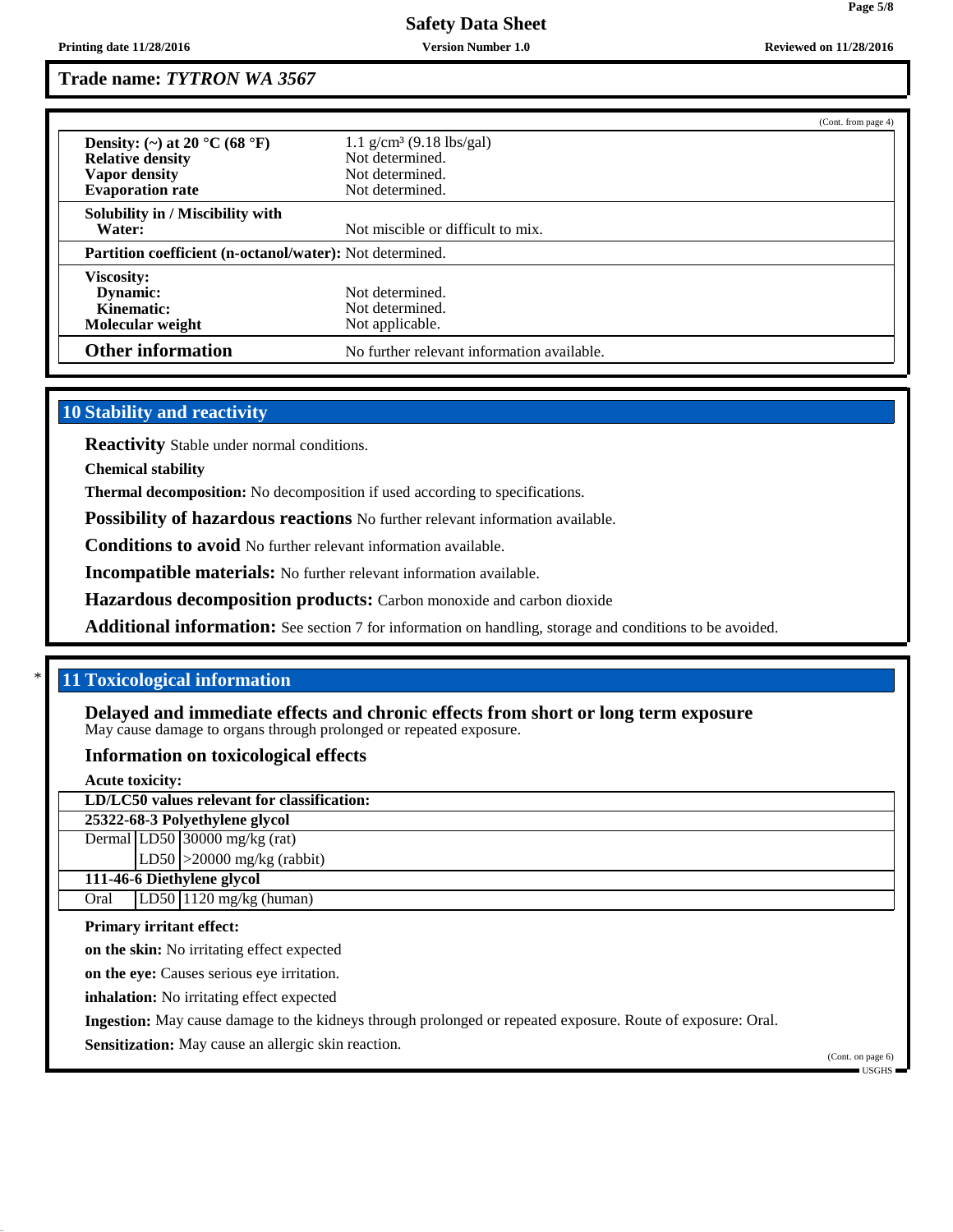(Cont. from page 4)

| | |
|---|---|
| **Density: (~) at 20 °C (68 °F)** | 1.1 g/cm³ (9.18 lbs/gal) |
| **Relative density** | Not determined. |
| **Vapor density** | Not determined. |
| **Evaporation rate** | Not determined. |
| **Solubility in / Miscibility with Water:** | Not miscible or difficult to mix. |
| **Partition coefficient (n-octanol/water):** | Not determined. |
| **Viscosity:** | |
| **Dynamic:** | Not determined. |
| **Kinematic:** | Not determined. |
| **Molecular weight** | Not applicable. |
| **Other information** | No further relevant information available. |

## 10 Stability and reactivity

**Reactivity** Stable under normal conditions.

**Chemical stability**

**Thermal decomposition:** No decomposition if used according to specifications.

**Possibility of hazardous reactions** No further relevant information available.

**Conditions to avoid** No further relevant information available.

**Incompatible materials:** No further relevant information available.

**Hazardous decomposition products:** Carbon monoxide and carbon dioxide

**Additional information:** See section 7 for information on handling, storage and conditions to be avoided.

## * 11 Toxicological information

### Delayed and immediate effects and chronic effects from short or long term exposure

May cause damage to organs through prolonged or repeated exposure.

### Information on toxicological effects

**Acute toxicity:**

| **LD/LC50 values relevant for classification:** | | |
|---|---|---|
| **25322-68-3 Polyethylene glycol** | | |
| Dermal | LD50 | 30000 mg/kg (rat) |
| | LD50 | >20000 mg/kg (rabbit) |
| **111-46-6 Diethylene glycol** | | |
| Oral | LD50 | 1120 mg/kg (human) |

**Primary irritant effect:**

**on the skin:** No irritating effect expected

**on the eye:** Causes serious eye irritation.

**inhalation:** No irritating effect expected

**Ingestion:** May cause damage to the kidneys through prolonged or repeated exposure. Route of exposure: Oral.

**Sensitization:** May cause an allergic skin reaction.

(Cont. on page 6)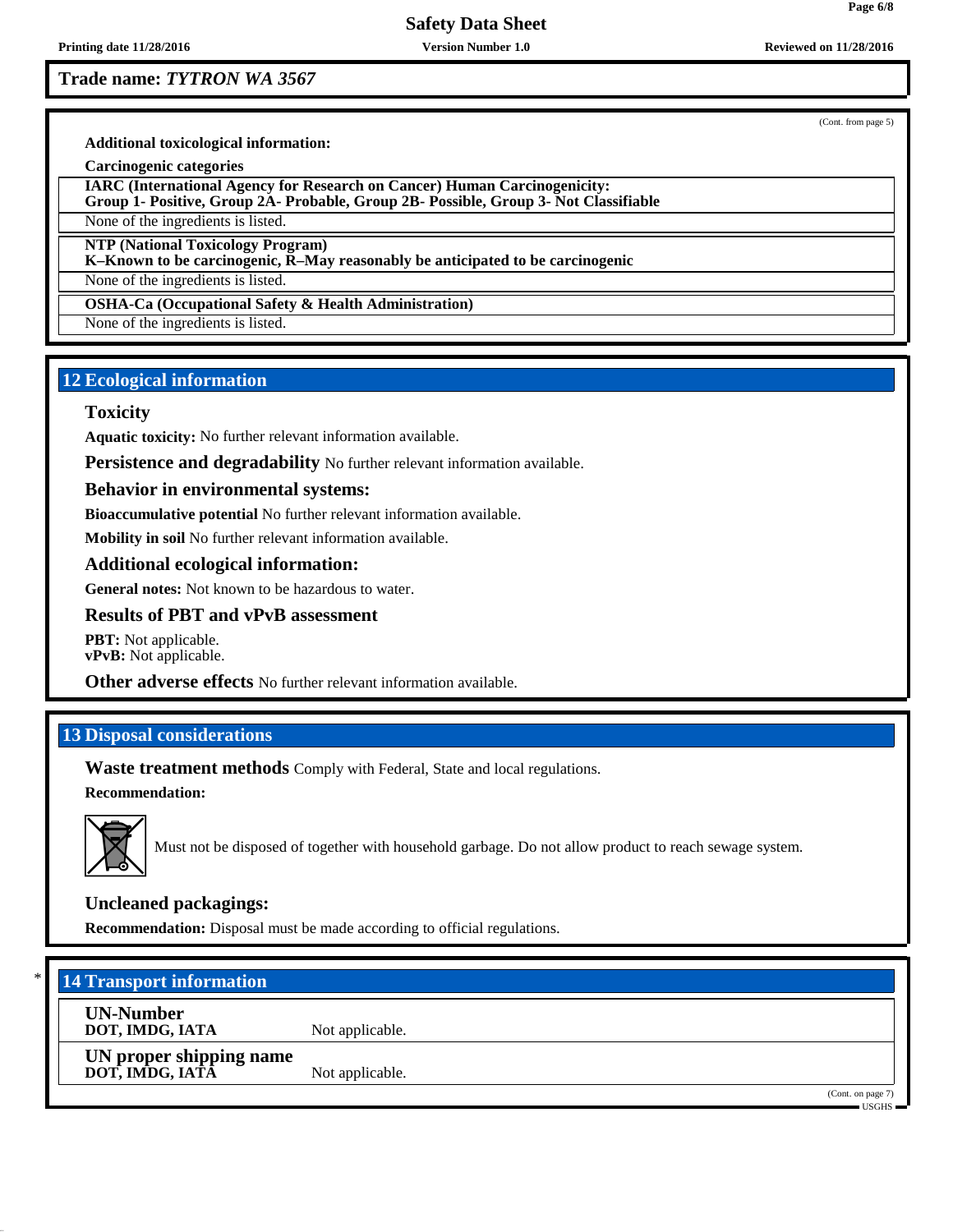**Trade name:** ***TYTRON WA 3567***

(Cont. from page 5)

**Additional toxicological information:**

**Carcinogenic categories**

| **IARC (International Agency for Research on Cancer) Human Carcinogenicity: Group 1- Positive, Group 2A- Probable, Group 2B- Possible, Group 3- Not Classifiable** |
|---|
| None of the ingredients is listed. |

| **NTP (National Toxicology Program) K–Known to be carcinogenic, R–May reasonably be anticipated to be carcinogenic** |
|---|
| None of the ingredients is listed. |

| **OSHA-Ca (Occupational Safety & Health Administration)** |
|---|
| None of the ingredients is listed. |

## 12 Ecological information

### Toxicity

**Aquatic toxicity:** No further relevant information available.

**Persistence and degradability** No further relevant information available.

### Behavior in environmental systems:

**Bioaccumulative potential** No further relevant information available.

**Mobility in soil** No further relevant information available.

### Additional ecological information:

**General notes:** Not known to be hazardous to water.

### Results of PBT and vPvB assessment

**PBT:** Not applicable.
**vPvB:** Not applicable.

**Other adverse effects** No further relevant information available.

## 13 Disposal considerations

**Waste treatment methods** Comply with Federal, State and local regulations.

**Recommendation:**

Must not be disposed of together with household garbage. Do not allow product to reach sewage system.

### Uncleaned packagings:

**Recommendation:** Disposal must be made according to official regulations.

## * 14 Transport information

| | |
|---|---|
| **UN-Number** **DOT, IMDG, IATA** | Not applicable. |
| **UN proper shipping name** **DOT, IMDG, IATA** | Not applicable. |

(Cont. on page 7)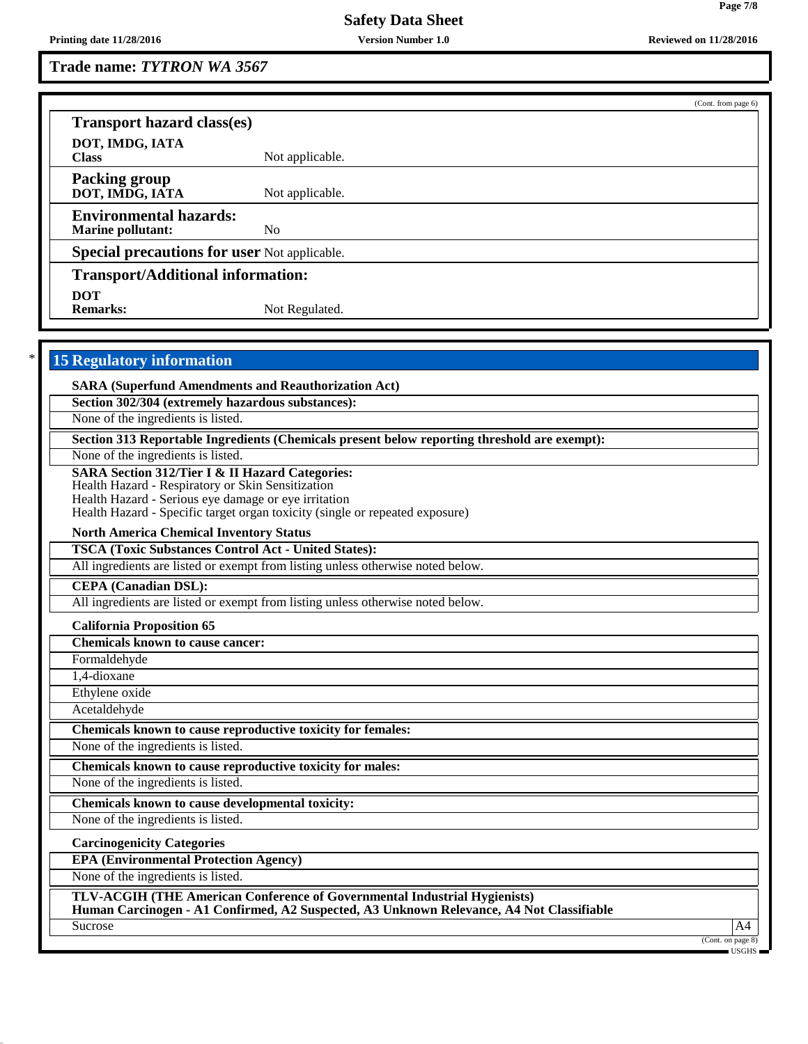**Trade name:** ***TYTRON WA 3567***

(Cont. from page 6)

**Transport hazard class(es)**

| | |
|---|---|
| **DOT, IMDG, IATA** | |
| **Class** | Not applicable. |
| **Packing group** | |
| **DOT, IMDG, IATA** | Not applicable. |
| **Environmental hazards:** | |
| **Marine pollutant:** | No |
| **Special precautions for user** | Not applicable. |

**Transport/Additional information:**

| | |
|---|---|
| **DOT** | |
| **Remarks:** | Not Regulated. |

\* 

## 15 Regulatory information

**SARA (Superfund Amendments and Reauthorization Act)**

**Section 302/304 (extremely hazardous substances):**

None of the ingredients is listed.

**Section 313 Reportable Ingredients (Chemicals present below reporting threshold are exempt):**

None of the ingredients is listed.

**SARA Section 312/Tier I & II Hazard Categories:**
Health Hazard - Respiratory or Skin Sensitization
Health Hazard - Serious eye damage or eye irritation
Health Hazard - Specific target organ toxicity (single or repeated exposure)

**North America Chemical Inventory Status**

**TSCA (Toxic Substances Control Act - United States):**

All ingredients are listed or exempt from listing unless otherwise noted below.

**CEPA (Canadian DSL):**

All ingredients are listed or exempt from listing unless otherwise noted below.

**California Proposition 65**

**Chemicals known to cause cancer:**

Formaldehyde
1,4-dioxane
Ethylene oxide
Acetaldehyde

**Chemicals known to cause reproductive toxicity for females:**

None of the ingredients is listed.

**Chemicals known to cause reproductive toxicity for males:**

None of the ingredients is listed.

**Chemicals known to cause developmental toxicity:**

None of the ingredients is listed.

**Carcinogenicity Categories**

**EPA (Environmental Protection Agency)**

None of the ingredients is listed.

**TLV-ACGIH (THE American Conference of Governmental Industrial Hygienists)**
**Human Carcinogen - A1 Confirmed, A2 Suspected, A3 Unknown Relevance, A4 Not Classifiable**

| | |
|---|---|
| Sucrose | A4 |

(Cont. on page 8)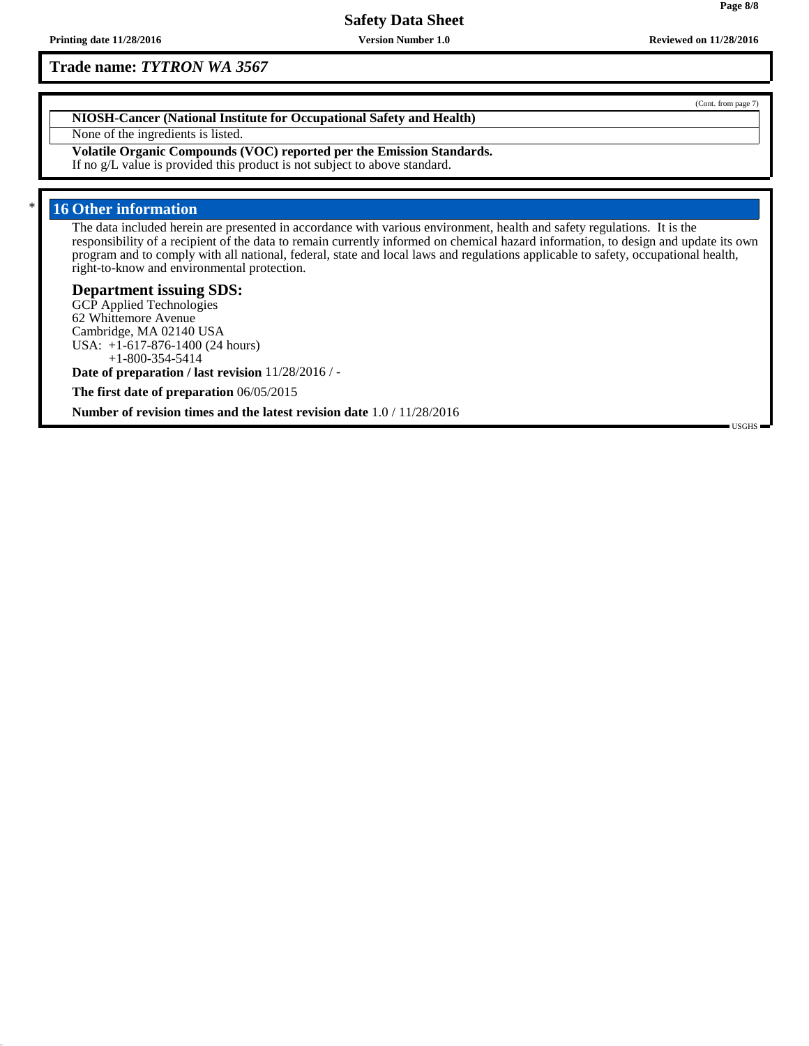**Trade name:** ***TYTRON WA 3567***

(Cont. from page 7)

**NIOSH-Cancer (National Institute for Occupational Safety and Health)**

None of the ingredients is listed.

**Volatile Organic Compounds (VOC) reported per the Emission Standards.**

If no g/L value is provided this product is not subject to above standard.

## 16 Other information

The data included herein are presented in accordance with various environment, health and safety regulations. It is the responsibility of a recipient of the data to remain currently informed on chemical hazard information, to design and update its own program and to comply with all national, federal, state and local laws and regulations applicable to safety, occupational health, right-to-know and environmental protection.

### Department issuing SDS:

GCP Applied Technologies
62 Whittemore Avenue
Cambridge, MA 02140 USA
USA: +1-617-876-1400 (24 hours)
+1-800-354-5414

**Date of preparation / last revision** 11/28/2016 / -

**The first date of preparation** 06/05/2015

**Number of revision times and the latest revision date** 1.0 / 11/28/2016

USGHS